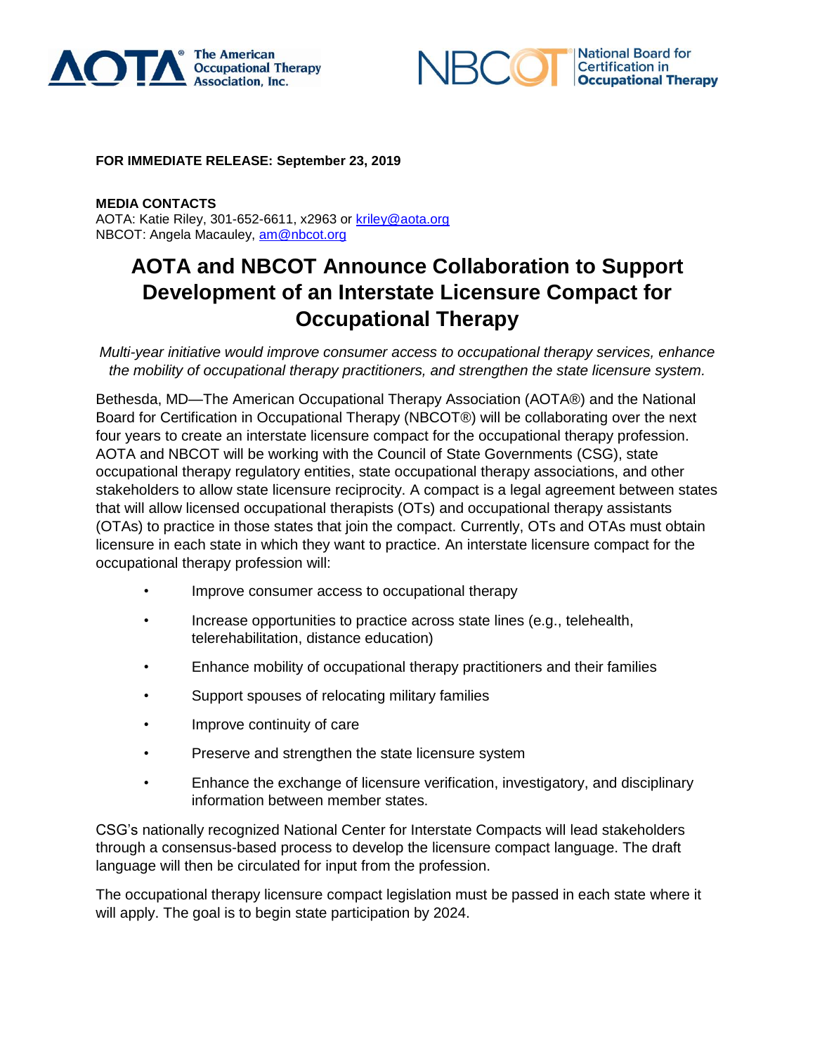**FOR IMMEDIATE RELEASE: September 23, 2019**

**MEDIA CONTACTS**
AOTA: Katie Riley, 301-652-6611, x2963 or kriley@aota.org
NBCOT: Angela Macauley, am@nbcot.org

# AOTA and NBCOT Announce Collaboration to Support Development of an Interstate Licensure Compact for Occupational Therapy

*Multi-year initiative would improve consumer access to occupational therapy services, enhance the mobility of occupational therapy practitioners, and strengthen the state licensure system.*

Bethesda, MD—The American Occupational Therapy Association (AOTA®) and the National Board for Certification in Occupational Therapy (NBCOT®) will be collaborating over the next four years to create an interstate licensure compact for the occupational therapy profession. AOTA and NBCOT will be working with the Council of State Governments (CSG), state occupational therapy regulatory entities, state occupational therapy associations, and other stakeholders to allow state licensure reciprocity. A compact is a legal agreement between states that will allow licensed occupational therapists (OTs) and occupational therapy assistants (OTAs) to practice in those states that join the compact. Currently, OTs and OTAs must obtain licensure in each state in which they want to practice. An interstate licensure compact for the occupational therapy profession will:

- Improve consumer access to occupational therapy
- Increase opportunities to practice across state lines (e.g., telehealth, telerehabilitation, distance education)
- Enhance mobility of occupational therapy practitioners and their families
- Support spouses of relocating military families
- Improve continuity of care
- Preserve and strengthen the state licensure system
- Enhance the exchange of licensure verification, investigatory, and disciplinary information between member states.

CSG's nationally recognized National Center for Interstate Compacts will lead stakeholders through a consensus-based process to develop the licensure compact language. The draft language will then be circulated for input from the profession.

The occupational therapy licensure compact legislation must be passed in each state where it will apply. The goal is to begin state participation by 2024.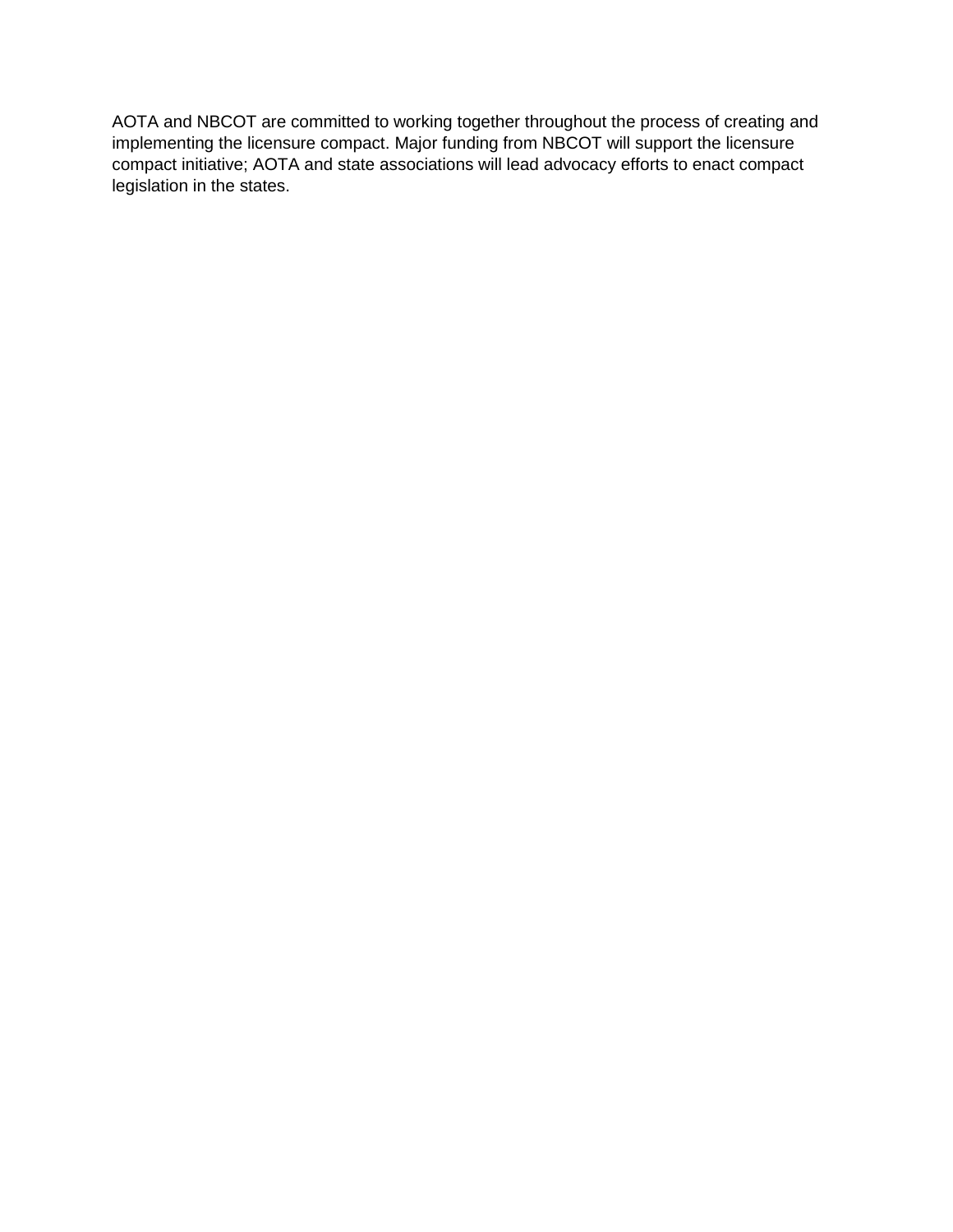AOTA and NBCOT are committed to working together throughout the process of creating and implementing the licensure compact. Major funding from NBCOT will support the licensure compact initiative; AOTA and state associations will lead advocacy efforts to enact compact legislation in the states.